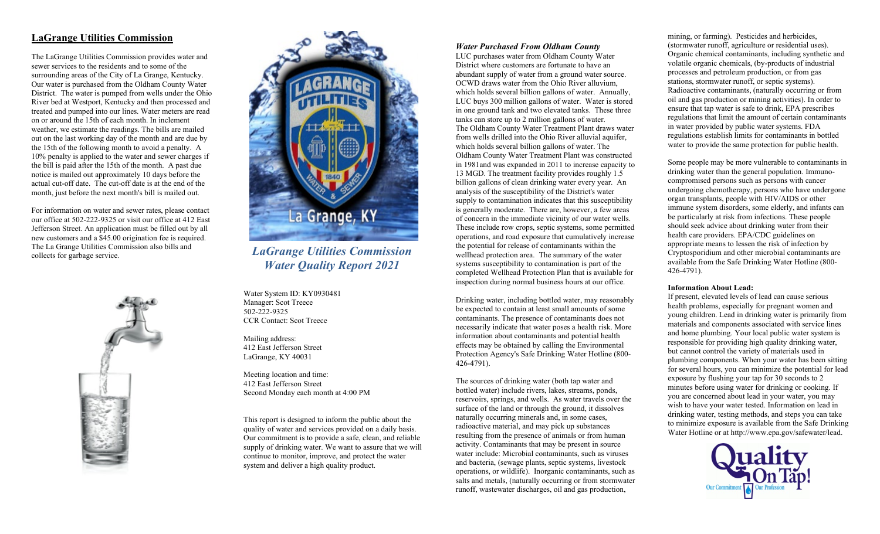## LaGrange Utilities Commission

The LaGrange Utilities Commission provides water and sewer services to the residents and to some of the surrounding areas of the City of La Grange, Kentucky. Our water is purchased from the Oldham County Water District. The water is pumped from wells under the Ohio River bed at Westport, Kentucky and then processed and treated and pumped into our lines. Water meters are read on or around the 15th of each month. In inclement weather, we estimate the readings. The bills are mailed out on the last working day of the month and are due by the 15th of the following month to avoid a penalty. A 10% penalty is applied to the water and sewer charges if the bill is paid after the 15th of the month. A past due notice is mailed out approximately 10 days before the actual cut-off date. The cut-off date is at the end of the month, just before the next month's bill is mailed out.

For information on water and sewer rates, please contact our office at 502-222-9325 or visit our office at 412 East Jefferson Street. An application must be filled out by all new customers and a $45.00 origination fee is required. The La Grange Utilities Commission also bills and collects for garbage service.

# *LaGrange Utilities Commission Water Quality Report 2021*

Water System ID: KY0930481
Manager: Scot Treece
502-222-9325
CCR Contact: Scot Treece

Mailing address:
412 East Jefferson Street
LaGrange, KY 40031

Meeting location and time:
412 East Jefferson Street
Second Monday each month at 4:00 PM

This report is designed to inform the public about the quality of water and services provided on a daily basis. Our commitment is to provide a safe, clean, and reliable supply of drinking water. We want to assure that we will continue to monitor, improve, and protect the water system and deliver a high quality product.

### *Water Purchased From Oldham County*

LUC purchases water from Oldham County Water District where customers are fortunate to have an abundant supply of water from a ground water source. OCWD draws water from the Ohio River alluvium, which holds several billion gallons of water. Annually, LUC buys 300 million gallons of water. Water is stored in one ground tank and two elevated tanks. These three tanks can store up to 2 million gallons of water. The Oldham County Water Treatment Plant draws water from wells drilled into the Ohio River alluvial aquifer, which holds several billion gallons of water. The Oldham County Water Treatment Plant was constructed in 1981and was expanded in 2011 to increase capacity to 13 MGD. The treatment facility provides roughly 1.5 billion gallons of clean drinking water every year. An analysis of the susceptibility of the District's water supply to contamination indicates that this susceptibility is generally moderate. There are, however, a few areas of concern in the immediate vicinity of our water wells. These include row crops, septic systems, some permitted operations, and road exposure that cumulatively increase the potential for release of contaminants within the wellhead protection area. The summary of the water systems susceptibility to contamination is part of the completed Wellhead Protection Plan that is available for inspection during normal business hours at our office.

Drinking water, including bottled water, may reasonably be expected to contain at least small amounts of some contaminants. The presence of contaminants does not necessarily indicate that water poses a health risk. More information about contaminants and potential health effects may be obtained by calling the Environmental Protection Agency's Safe Drinking Water Hotline (800-426-4791).

The sources of drinking water (both tap water and bottled water) include rivers, lakes, streams, ponds, reservoirs, springs, and wells. As water travels over the surface of the land or through the ground, it dissolves naturally occurring minerals and, in some cases, radioactive material, and may pick up substances resulting from the presence of animals or from human activity. Contaminants that may be present in source water include: Microbial contaminants, such as viruses and bacteria, (sewage plants, septic systems, livestock operations, or wildlife). Inorganic contaminants, such as salts and metals, (naturally occurring or from stormwater runoff, wastewater discharges, oil and gas production, mining, or farming). Pesticides and herbicides, (stormwater runoff, agriculture or residential uses). Organic chemical contaminants, including synthetic and volatile organic chemicals, (by-products of industrial processes and petroleum production, or from gas stations, stormwater runoff, or septic systems). Radioactive contaminants, (naturally occurring or from oil and gas production or mining activities). In order to ensure that tap water is safe to drink, EPA prescribes regulations that limit the amount of certain contaminants in water provided by public water systems. FDA regulations establish limits for contaminants in bottled water to provide the same protection for public health.

Some people may be more vulnerable to contaminants in drinking water than the general population. Immuno-compromised persons such as persons with cancer undergoing chemotherapy, persons who have undergone organ transplants, people with HIV/AIDS or other immune system disorders, some elderly, and infants can be particularly at risk from infections. These people should seek advice about drinking water from their health care providers. EPA/CDC guidelines on appropriate means to lessen the risk of infection by Cryptosporidium and other microbial contaminants are available from the Safe Drinking Water Hotline (800-426-4791).

**Information About Lead:**
If present, elevated levels of lead can cause serious health problems, especially for pregnant women and young children. Lead in drinking water is primarily from materials and components associated with service lines and home plumbing. Your local public water system is responsible for providing high quality drinking water, but cannot control the variety of materials used in plumbing components. When your water has been sitting for several hours, you can minimize the potential for lead exposure by flushing your tap for 30 seconds to 2 minutes before using water for drinking or cooking. If you are concerned about lead in your water, you may wish to have your water tested. Information on lead in drinking water, testing methods, and steps you can take to minimize exposure is available from the Safe Drinking Water Hotline or at http://www.epa.gov/safewater/lead.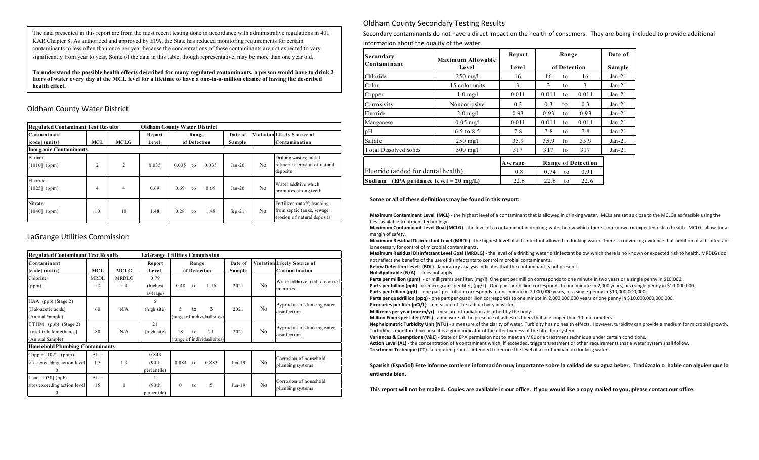The data presented in this report are from the most recent testing done in accordance with administrative regulations in 401 KAR Chapter 8. As authorized and approved by EPA, the State has reduced monitoring requirements for certain contaminants to less often than once per year because the concentrations of these contaminants are not expected to vary significantly from year to year. Some of the data in this table, though representative, may be more than one year old.

**To understand the possible health effects described for many regulated contaminants, a person would have to drink 2 liters of water every day at the MCL level for a lifetime to have a one-in-a-million chance of having the described health effect.**

## Oldham County Water District

| Regulated Contaminant Test Results | | | Oldham County Water District | | | | |
|---|---|---|---|---|---|---|---|
| Contaminant [code] (units) | MCL | MCLG | Report Level | Range of Detection | Date of Sample | Violation | Likely Source of Contamination |
| **Inorganic Contaminants** | | | | | | | |
| Barium [1010] (ppm) | 2 | 2 | 0.035 | 0.035 to 0.035 | Jan-20 | No | Drilling wastes; metal refineries; erosion of natural deposits |
| Fluoride [1025] (ppm) | 4 | 4 | 0.69 | 0.69 to 0.69 | Jan-20 | No | Water additive which promotes strong teeth |
| Nitrate [1040] (ppm) | 10 | 10 | 1.48 | 0.28 to 1.48 | Sep-21 | No | Fertilizer runoff; leaching from septic tanks, sewage; erosion of natural deposits |

## LaGrange Utilities Commission

| Regulated Contaminant Test Results | | | LaGrange Utilities Commission | | | | |
|---|---|---|---|---|---|---|---|
| Contaminant [code] (units) | MCL | MCLG | Report Level | Range of Detection | Date of Sample | Violation | Likely Source of Contamination |
| Chlorine (ppm) | MRDL = 4 | MRDLG = 4 | 0.79 (highest average) | 0.48 to 1.16 | 2021 | No | Water additive used to control microbes. |
| HAA (ppb) (Stage 2) [Haloacetic acids] (Annual Sample) | 60 | N/A | 6 (high site) | 5 to 6 (range of individual sites) | 2021 | No | Byproduct of drinking water disinfection |
| TTHM (ppb) (Stage 2) [total trihalomethanes] (Annual Sample) | 80 | N/A | 21 (high site) | 18 to 21 (range of individual sites) | 2021 | No | Byproduct of drinking water disinfection. |
| **Household Plumbing Contaminants** | | | | | | | |
| Copper [1022] (ppm) sites exceeding action level 0 | AL = 1.3 | 1.3 | 0.843 (90th percentile) | 0.084 to 0.883 | Jun-19 | No | Corrosion of household plumbing systems |
| Lead [1030] (ppb) sites exceeding action level 0 | AL = 15 | 0 | 1 (90th percentile) | 0 to 5 | Jun-19 | No | Corrosion of household plumbing systems |

## Oldham County Secondary Testing Results

Secondary contaminants do not have a direct impact on the health of consumers. They are being included to provide additional information about the quality of the water.

| Secondary Contaminant | Maximum Allowable Level | Report Level | Range of Detection | Date of Sample |
|---|---|---|---|---|
| Chloride | 250 mg/l | 16 | 16 to 16 | Jan-21 |
| Color | 15 color units | 3 | 3 to 3 | Jan-21 |
| Copper | 1.0 mg/l | 0.011 | 0.011 to 0.011 | Jan-21 |
| Corrosivity | Noncorrosive | 0.3 | 0.3 to 0.3 | Jan-21 |
| Fluoride | 2.0 mg/l | 0.93 | 0.93 to 0.93 | Jan-21 |
| Manganese | 0.05 mg/l | 0.011 | 0.011 to 0.011 | Jan-21 |
| pH | 6.5 to 8.5 | 7.8 | 7.8 to 7.8 | Jan-21 |
| Sulfate | 250 mg/l | 35.9 | 35.9 to 35.9 | Jan-21 |
| Total Dissolved Solids | 500 mg/l | 317 | 317 to 317 | Jan-21 |

| | Average | Range of Detection |
|---|---|---|
| Fluoride (added for dental health) | 0.8 | 0.74 to 0.91 |
| **Sodium (EPA guidance level = 20 mg/L)** | 22.6 | 22.6 to 22.6 |

**Some or all of these definitions may be found in this report:**

**Maximum Contaminant Level (MCL)** - the highest level of a contaminant that is allowed in drinking water. MCLs are set as close to the MCLGs as feasible using the best available treatment technology.
**Maximum Contaminant Level Goal (MCLG)** - the level of a contaminant in drinking water below which there is no known or expected risk to health. MCLGs allow for a margin of safety.
**Maximum Residual Disinfectant Level (MRDL)** - the highest level of a disinfectant allowed in drinking water. There is convincing evidence that addition of a disinfectant is necessary for control of microbial contaminants.
**Maximum Residual Disinfectant Level Goal (MRDLG)** - the level of a drinking water disinfectant below which there is no known or expected risk to health. MRDLGs do not reflect the benefits of the use of disinfectants to control microbial contaminants.
**Below Detection Levels (BDL)** - laboratory analysis indicates that the contaminant is not present.
**Not Applicable (N/A)** - does not apply.
**Parts per million (ppm)** - or milligrams per liter, (mg/l). One part per million corresponds to one minute in two years or a single penny in $10,000.
**Parts per billion (ppb)** - or micrograms per liter, (µg/L). One part per billion corresponds to one minute in 2,000 years, or a single penny in $10,000,000.
**Parts per trillion (ppt)** - one part per trillion corresponds to one minute in 2,000,000 years, or a single penny in $10,000,000,000.
**Parts per quadrillion (ppq)** - one part per quadrillion corresponds to one minute in 2,000,000,000 years or one penny in $10,000,000,000,000.
**Picocuries per liter (pCi/L)** - a measure of the radioactivity in water.
**Millirems per year (mrem/yr)** - measure of radiation absorbed by the body.
**Million Fibers per Liter (MFL)** - a measure of the presence of asbestos fibers that are longer than 10 micrometers.
**Nephelometric Turbidity Unit (NTU)** - a measure of the clarity of water. Turbidity has no health effects. However, turbidity can provide a medium for microbial growth. Turbidity is monitored because it is a good indicator of the effectiveness of the filtration system.
**Variances & Exemptions (V&E)** - State or EPA permission not to meet an MCL or a treatment technique under certain conditions.
**Action Level (AL)** - the concentration of a contaminant which, if exceeded, triggers treatment or other requirements that a water system shall follow.
**Treatment Technique (TT)** - a required process intended to reduce the level of a contaminant in drinking water.

**Spanish (Español) Este informe contiene información muy importante sobre la calidad de su agua beber. Tradúzcalo o hable con alguien que lo entienda bien.**

**This report will not be mailed. Copies are available in our office. If you would like a copy mailed to you, please contact our office.**